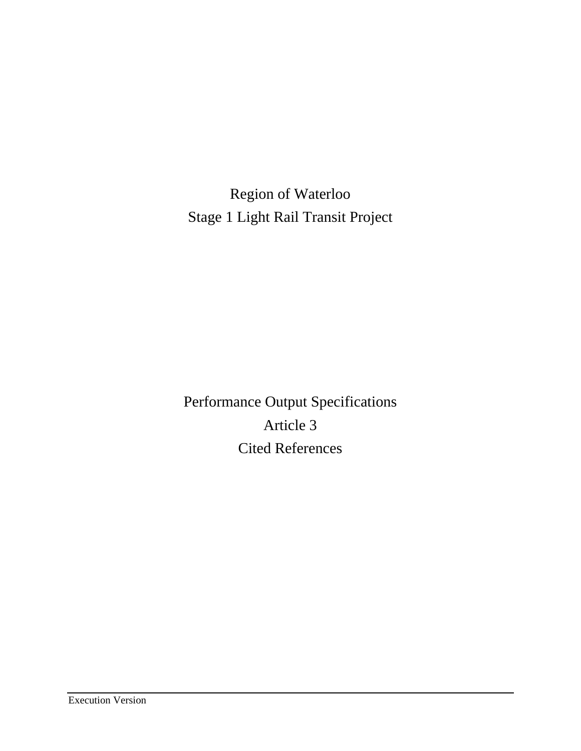# Region of Waterloo
# Stage 1 Light Rail Transit Project

# Performance Output Specifications
# Article 3
# Cited References

Execution Version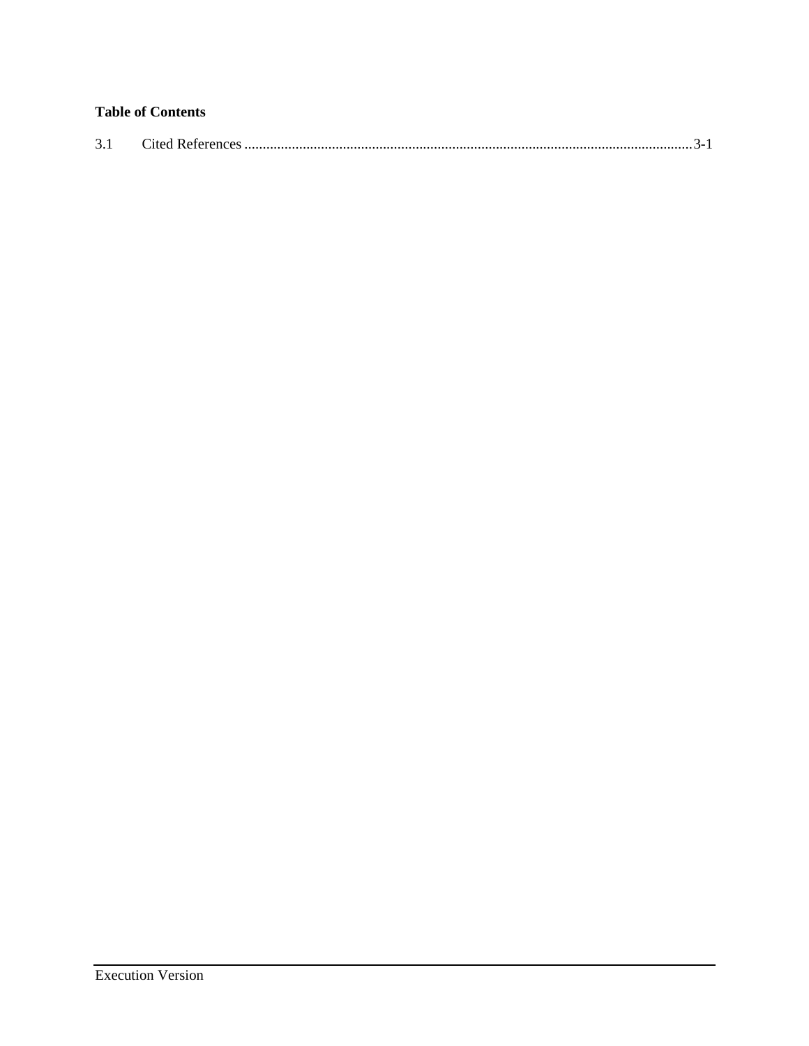**Table of Contents**

3.1 Cited References ........................................................................................................................3-1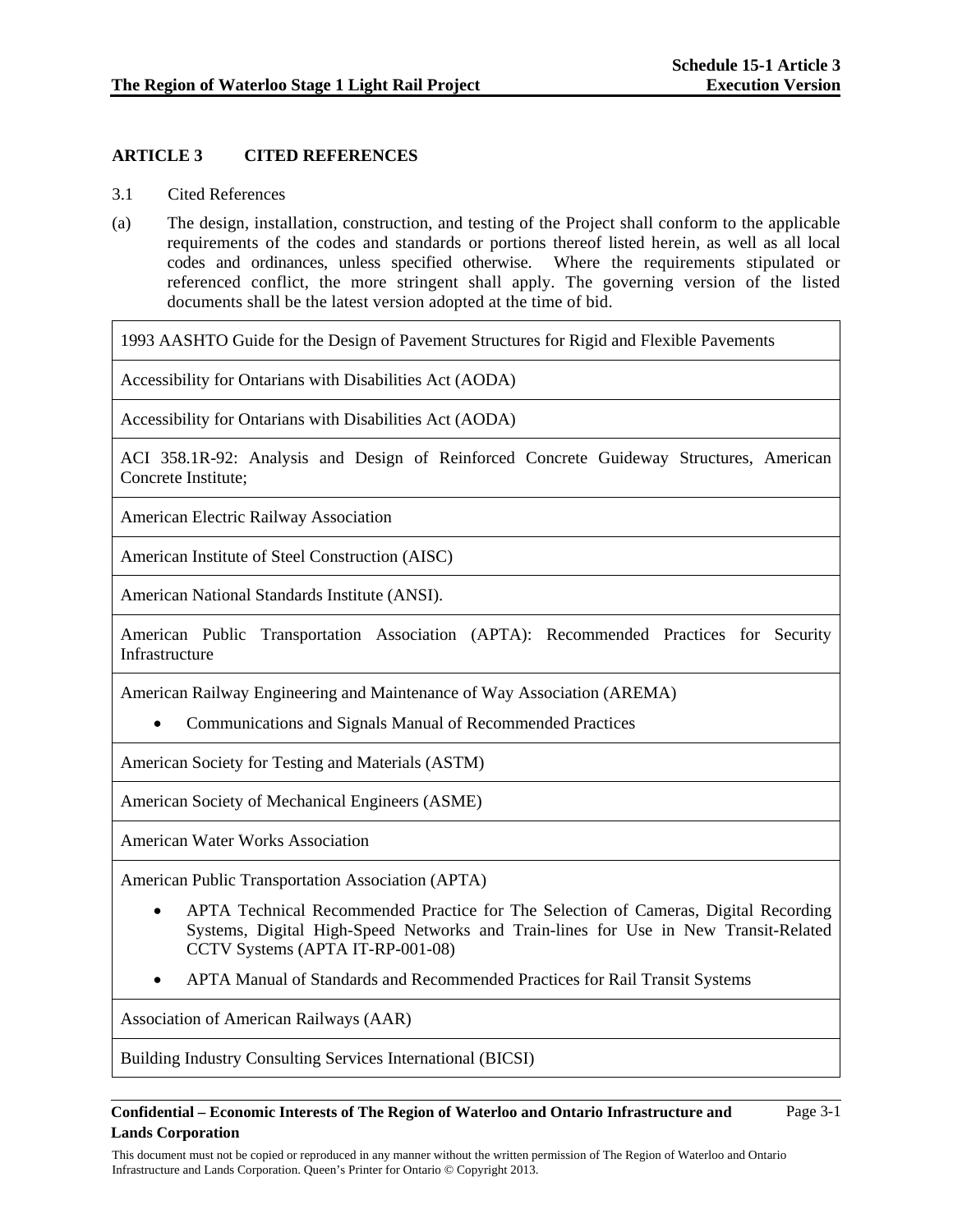## ARTICLE 3 CITED REFERENCES

3.1 Cited References

(a) The design, installation, construction, and testing of the Project shall conform to the applicable requirements of the codes and standards or portions thereof listed herein, as well as all local codes and ordinances, unless specified otherwise. Where the requirements stipulated or referenced conflict, the more stringent shall apply. The governing version of the listed documents shall be the latest version adopted at the time of bid.

| |
|---|
| 1993 AASHTO Guide for the Design of Pavement Structures for Rigid and Flexible Pavements |
| Accessibility for Ontarians with Disabilities Act (AODA) |
| Accessibility for Ontarians with Disabilities Act (AODA) |
| ACI 358.1R-92: Analysis and Design of Reinforced Concrete Guideway Structures, American Concrete Institute; |
| American Electric Railway Association |
| American Institute of Steel Construction (AISC) |
| American National Standards Institute (ANSI). |
| American Public Transportation Association (APTA): Recommended Practices for Security Infrastructure |
| American Railway Engineering and Maintenance of Way Association (AREMA)<br>• Communications and Signals Manual of Recommended Practices |
| American Society for Testing and Materials (ASTM) |
| American Society of Mechanical Engineers (ASME) |
| American Water Works Association |
| American Public Transportation Association (APTA)<br>• APTA Technical Recommended Practice for The Selection of Cameras, Digital Recording Systems, Digital High-Speed Networks and Train-lines for Use in New Transit-Related CCTV Systems (APTA IT-RP-001-08)<br>• APTA Manual of Standards and Recommended Practices for Rail Transit Systems |
| Association of American Railways (AAR) |
| Building Industry Consulting Services International (BICSI) |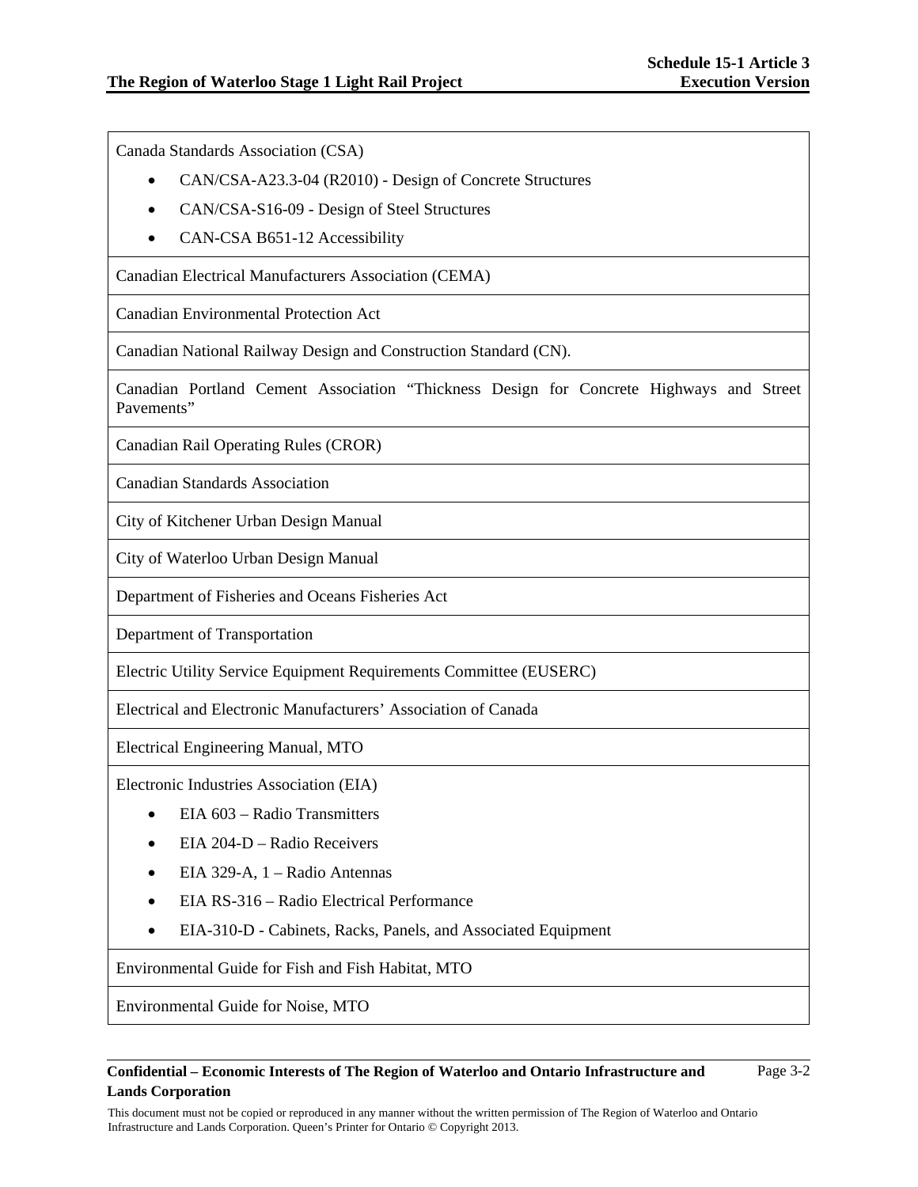| |
|---|
| Canada Standards Association (CSA)<br>• CAN/CSA-A23.3-04 (R2010) - Design of Concrete Structures<br>• CAN/CSA-S16-09 - Design of Steel Structures<br>• CAN-CSA B651-12 Accessibility |
| Canadian Electrical Manufacturers Association (CEMA) |
| Canadian Environmental Protection Act |
| Canadian National Railway Design and Construction Standard (CN). |
| Canadian Portland Cement Association "Thickness Design for Concrete Highways and Street Pavements" |
| Canadian Rail Operating Rules (CROR) |
| Canadian Standards Association |
| City of Kitchener Urban Design Manual |
| City of Waterloo Urban Design Manual |
| Department of Fisheries and Oceans Fisheries Act |
| Department of Transportation |
| Electric Utility Service Equipment Requirements Committee (EUSERC) |
| Electrical and Electronic Manufacturers' Association of Canada |
| Electrical Engineering Manual, MTO |
| Electronic Industries Association (EIA)<br>• EIA 603 – Radio Transmitters<br>• EIA 204-D – Radio Receivers<br>• EIA 329-A, 1 – Radio Antennas<br>• EIA RS-316 – Radio Electrical Performance<br>• EIA-310-D - Cabinets, Racks, Panels, and Associated Equipment |
| Environmental Guide for Fish and Fish Habitat, MTO |
| Environmental Guide for Noise, MTO |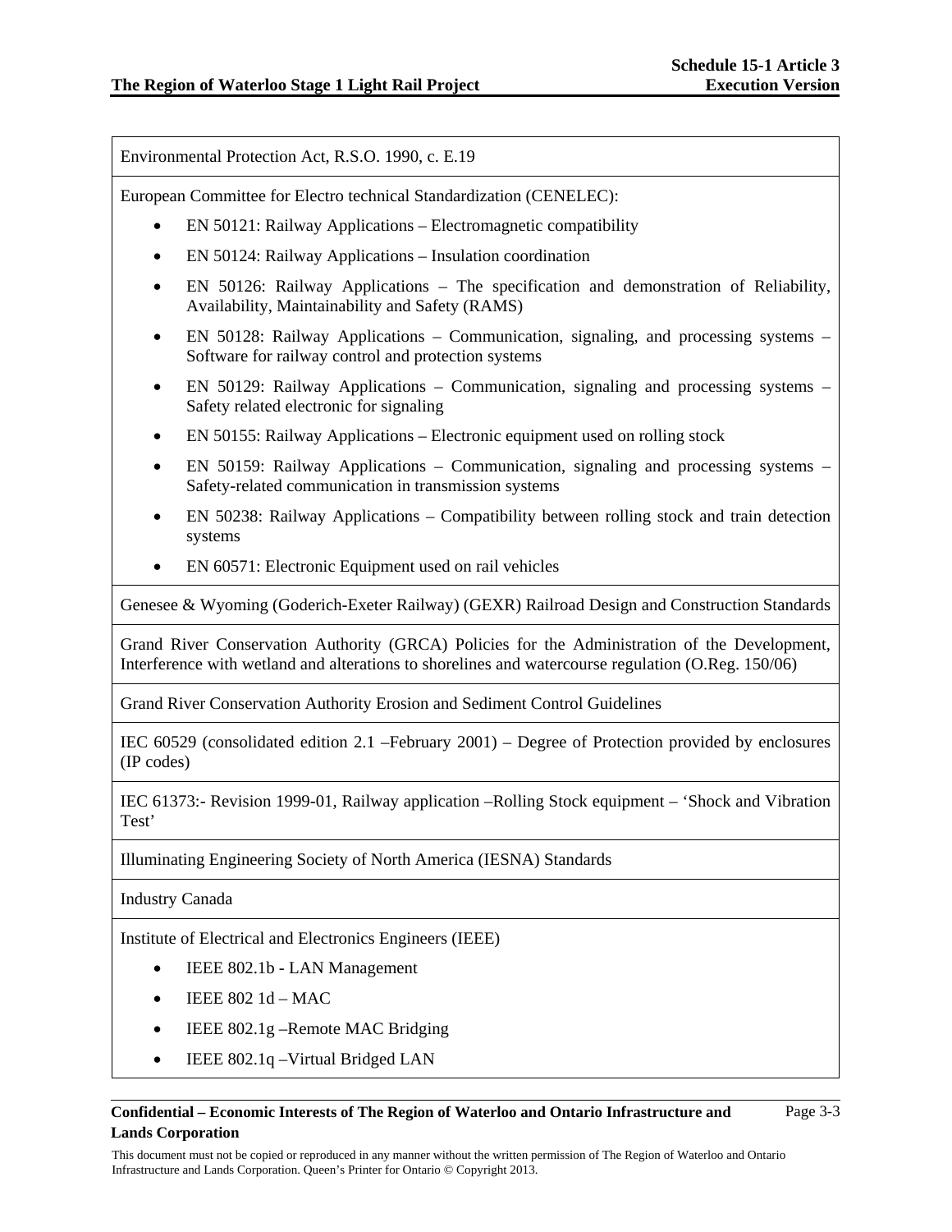| |
|---|
| Environmental Protection Act, R.S.O. 1990, c. E.19 |
| European Committee for Electro technical Standardization (CENELEC):<br>• EN 50121: Railway Applications – Electromagnetic compatibility<br>• EN 50124: Railway Applications – Insulation coordination<br>• EN 50126: Railway Applications – The specification and demonstration of Reliability, Availability, Maintainability and Safety (RAMS)<br>• EN 50128: Railway Applications – Communication, signaling, and processing systems – Software for railway control and protection systems<br>• EN 50129: Railway Applications – Communication, signaling and processing systems – Safety related electronic for signaling<br>• EN 50155: Railway Applications – Electronic equipment used on rolling stock<br>• EN 50159: Railway Applications – Communication, signaling and processing systems – Safety-related communication in transmission systems<br>• EN 50238: Railway Applications – Compatibility between rolling stock and train detection systems<br>• EN 60571: Electronic Equipment used on rail vehicles |
| Genesee & Wyoming (Goderich-Exeter Railway) (GEXR) Railroad Design and Construction Standards |
| Grand River Conservation Authority (GRCA) Policies for the Administration of the Development, Interference with wetland and alterations to shorelines and watercourse regulation (O.Reg. 150/06) |
| Grand River Conservation Authority Erosion and Sediment Control Guidelines |
| IEC 60529 (consolidated edition 2.1 –February 2001) – Degree of Protection provided by enclosures (IP codes) |
| IEC 61373:- Revision 1999-01, Railway application –Rolling Stock equipment – 'Shock and Vibration Test' |
| Illuminating Engineering Society of North America (IESNA) Standards |
| Industry Canada |
| Institute of Electrical and Electronics Engineers (IEEE)<br>• IEEE 802.1b - LAN Management<br>• IEEE 802 1d – MAC<br>• IEEE 802.1g –Remote MAC Bridging<br>• IEEE 802.1q –Virtual Bridged LAN |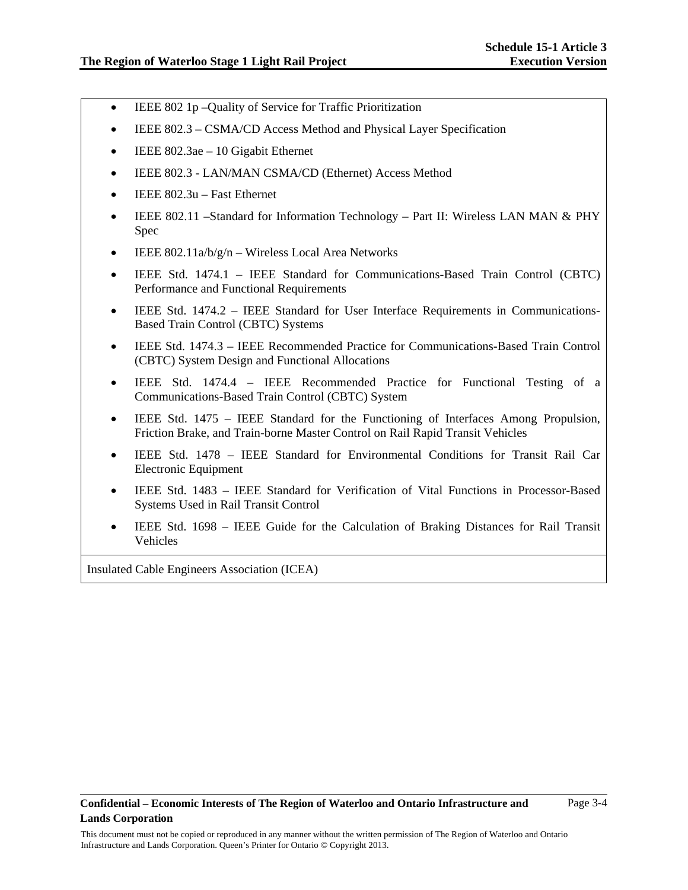| |
|---|
| <ul><li>IEEE 802 1p –Quality of Service for Traffic Prioritization</li><li>IEEE 802.3 – CSMA/CD Access Method and Physical Layer Specification</li><li>IEEE 802.3ae – 10 Gigabit Ethernet</li><li>IEEE 802.3 - LAN/MAN CSMA/CD (Ethernet) Access Method</li><li>IEEE 802.3u – Fast Ethernet</li><li>IEEE 802.11 –Standard for Information Technology – Part II: Wireless LAN MAN & PHY Spec</li><li>IEEE 802.11a/b/g/n – Wireless Local Area Networks</li><li>IEEE Std. 1474.1 – IEEE Standard for Communications-Based Train Control (CBTC) Performance and Functional Requirements</li><li>IEEE Std. 1474.2 – IEEE Standard for User Interface Requirements in Communications-Based Train Control (CBTC) Systems</li><li>IEEE Std. 1474.3 – IEEE Recommended Practice for Communications-Based Train Control (CBTC) System Design and Functional Allocations</li><li>IEEE Std. 1474.4 – IEEE Recommended Practice for Functional Testing of a Communications-Based Train Control (CBTC) System</li><li>IEEE Std. 1475 – IEEE Standard for the Functioning of Interfaces Among Propulsion, Friction Brake, and Train-borne Master Control on Rail Rapid Transit Vehicles</li><li>IEEE Std. 1478 – IEEE Standard for Environmental Conditions for Transit Rail Car Electronic Equipment</li><li>IEEE Std. 1483 – IEEE Standard for Verification of Vital Functions in Processor-Based Systems Used in Rail Transit Control</li><li>IEEE Std. 1698 – IEEE Guide for the Calculation of Braking Distances for Rail Transit Vehicles</li></ul> |
| Insulated Cable Engineers Association (ICEA) |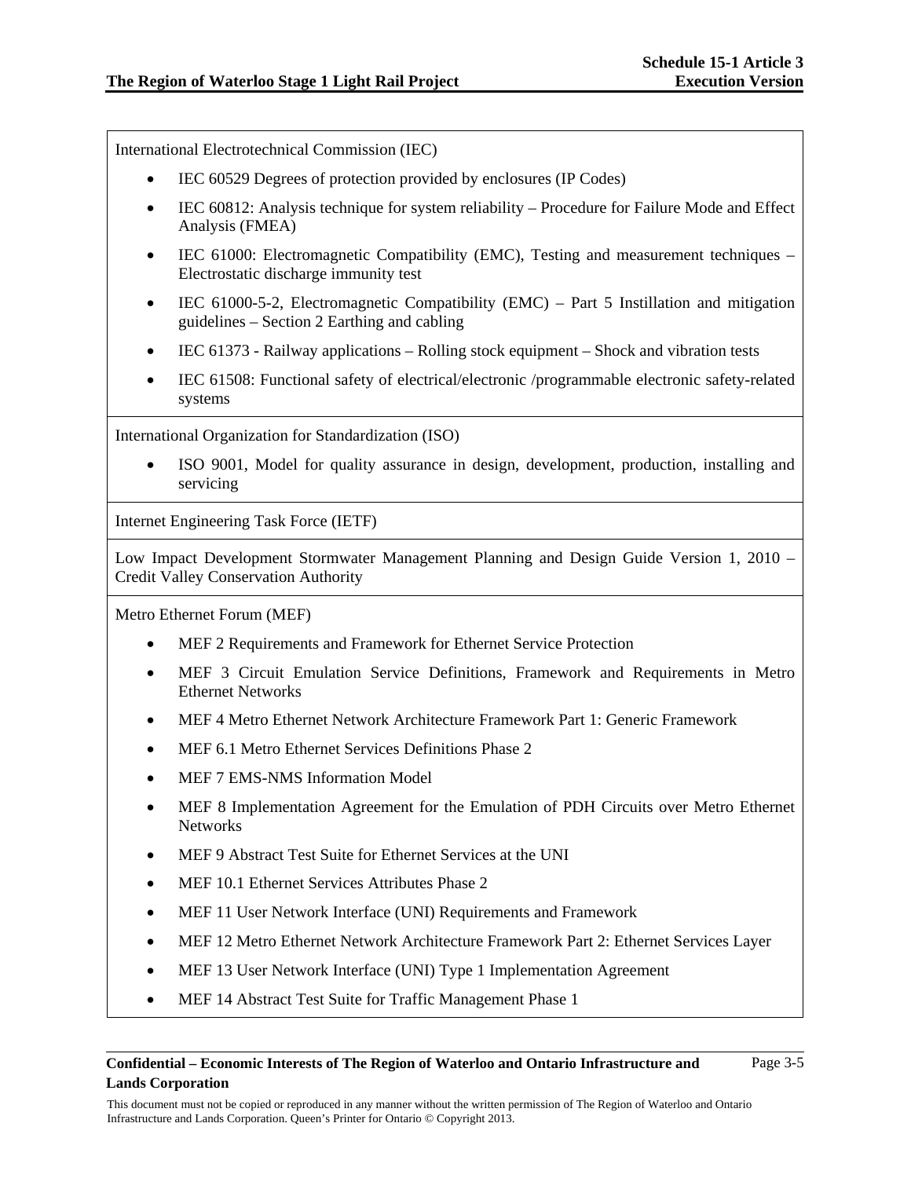| |
|---|
| International Electrotechnical Commission (IEC)<br>• IEC 60529 Degrees of protection provided by enclosures (IP Codes)<br>• IEC 60812: Analysis technique for system reliability – Procedure for Failure Mode and Effect Analysis (FMEA)<br>• IEC 61000: Electromagnetic Compatibility (EMC), Testing and measurement techniques – Electrostatic discharge immunity test<br>• IEC 61000-5-2, Electromagnetic Compatibility (EMC) – Part 5 Instillation and mitigation guidelines – Section 2 Earthing and cabling<br>• IEC 61373 - Railway applications – Rolling stock equipment – Shock and vibration tests<br>• IEC 61508: Functional safety of electrical/electronic /programmable electronic safety-related systems |
| International Organization for Standardization (ISO)<br>• ISO 9001, Model for quality assurance in design, development, production, installing and servicing |
| Internet Engineering Task Force (IETF) |
| Low Impact Development Stormwater Management Planning and Design Guide Version 1, 2010 – Credit Valley Conservation Authority |
| Metro Ethernet Forum (MEF)<br>• MEF 2 Requirements and Framework for Ethernet Service Protection<br>• MEF 3 Circuit Emulation Service Definitions, Framework and Requirements in Metro Ethernet Networks<br>• MEF 4 Metro Ethernet Network Architecture Framework Part 1: Generic Framework<br>• MEF 6.1 Metro Ethernet Services Definitions Phase 2<br>• MEF 7 EMS-NMS Information Model<br>• MEF 8 Implementation Agreement for the Emulation of PDH Circuits over Metro Ethernet Networks<br>• MEF 9 Abstract Test Suite for Ethernet Services at the UNI<br>• MEF 10.1 Ethernet Services Attributes Phase 2<br>• MEF 11 User Network Interface (UNI) Requirements and Framework<br>• MEF 12 Metro Ethernet Network Architecture Framework Part 2: Ethernet Services Layer<br>• MEF 13 User Network Interface (UNI) Type 1 Implementation Agreement<br>• MEF 14 Abstract Test Suite for Traffic Management Phase 1 |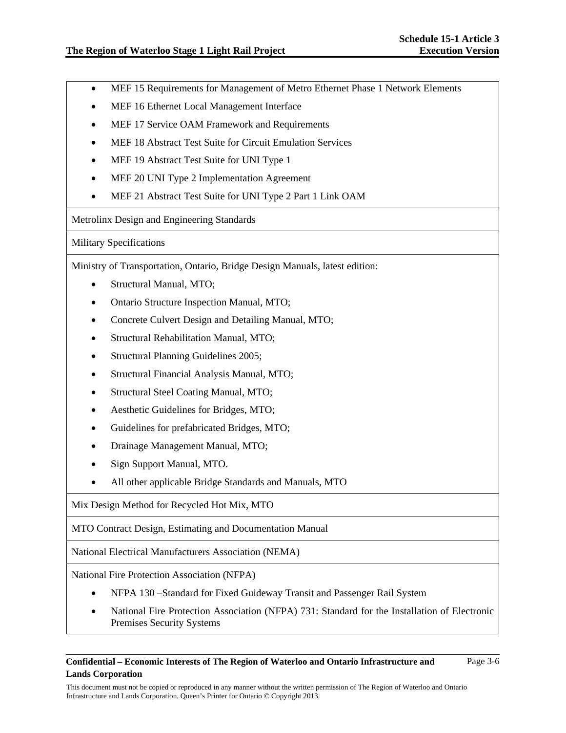| |
|---|
| <ul><li>MEF 15 Requirements for Management of Metro Ethernet Phase 1 Network Elements</li><li>MEF 16 Ethernet Local Management Interface</li><li>MEF 17 Service OAM Framework and Requirements</li><li>MEF 18 Abstract Test Suite for Circuit Emulation Services</li><li>MEF 19 Abstract Test Suite for UNI Type 1</li><li>MEF 20 UNI Type 2 Implementation Agreement</li><li>MEF 21 Abstract Test Suite for UNI Type 2 Part 1 Link OAM</li></ul> |
| Metrolinx Design and Engineering Standards |
| Military Specifications |
| Ministry of Transportation, Ontario, Bridge Design Manuals, latest edition:<ul><li>Structural Manual, MTO;</li><li>Ontario Structure Inspection Manual, MTO;</li><li>Concrete Culvert Design and Detailing Manual, MTO;</li><li>Structural Rehabilitation Manual, MTO;</li><li>Structural Planning Guidelines 2005;</li><li>Structural Financial Analysis Manual, MTO;</li><li>Structural Steel Coating Manual, MTO;</li><li>Aesthetic Guidelines for Bridges, MTO;</li><li>Guidelines for prefabricated Bridges, MTO;</li><li>Drainage Management Manual, MTO;</li><li>Sign Support Manual, MTO.</li><li>All other applicable Bridge Standards and Manuals, MTO</li></ul> |
| Mix Design Method for Recycled Hot Mix, MTO |
| MTO Contract Design, Estimating and Documentation Manual |
| National Electrical Manufacturers Association (NEMA) |
| National Fire Protection Association (NFPA)<ul><li>NFPA 130 –Standard for Fixed Guideway Transit and Passenger Rail System</li><li>National Fire Protection Association (NFPA) 731: Standard for the Installation of Electronic Premises Security Systems</li></ul> |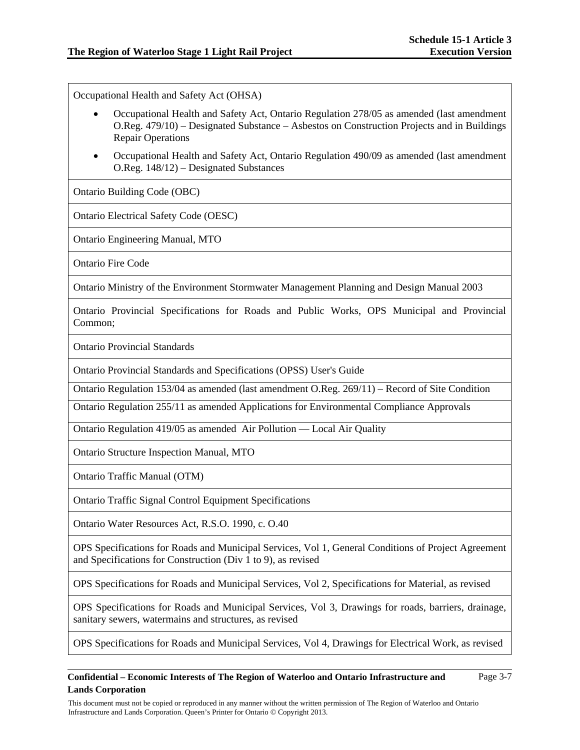| |
|---|
| Occupational Health and Safety Act (OHSA)<br>• Occupational Health and Safety Act, Ontario Regulation 278/05 as amended (last amendment O.Reg. 479/10) – Designated Substance – Asbestos on Construction Projects and in Buildings Repair Operations<br>• Occupational Health and Safety Act, Ontario Regulation 490/09 as amended (last amendment O.Reg. 148/12) – Designated Substances |
| Ontario Building Code (OBC) |
| Ontario Electrical Safety Code (OESC) |
| Ontario Engineering Manual, MTO |
| Ontario Fire Code |
| Ontario Ministry of the Environment Stormwater Management Planning and Design Manual 2003 |
| Ontario Provincial Specifications for Roads and Public Works, OPS Municipal and Provincial Common; |
| Ontario Provincial Standards |
| Ontario Provincial Standards and Specifications (OPSS) User's Guide |
| Ontario Regulation 153/04 as amended (last amendment O.Reg. 269/11) – Record of Site Condition |
| Ontario Regulation 255/11 as amended Applications for Environmental Compliance Approvals |
| Ontario Regulation 419/05 as amended Air Pollution — Local Air Quality |
| Ontario Structure Inspection Manual, MTO |
| Ontario Traffic Manual (OTM) |
| Ontario Traffic Signal Control Equipment Specifications |
| Ontario Water Resources Act, R.S.O. 1990, c. O.40 |
| OPS Specifications for Roads and Municipal Services, Vol 1, General Conditions of Project Agreement and Specifications for Construction (Div 1 to 9), as revised |
| OPS Specifications for Roads and Municipal Services, Vol 2, Specifications for Material, as revised |
| OPS Specifications for Roads and Municipal Services, Vol 3, Drawings for roads, barriers, drainage, sanitary sewers, watermains and structures, as revised |
| OPS Specifications for Roads and Municipal Services, Vol 4, Drawings for Electrical Work, as revised |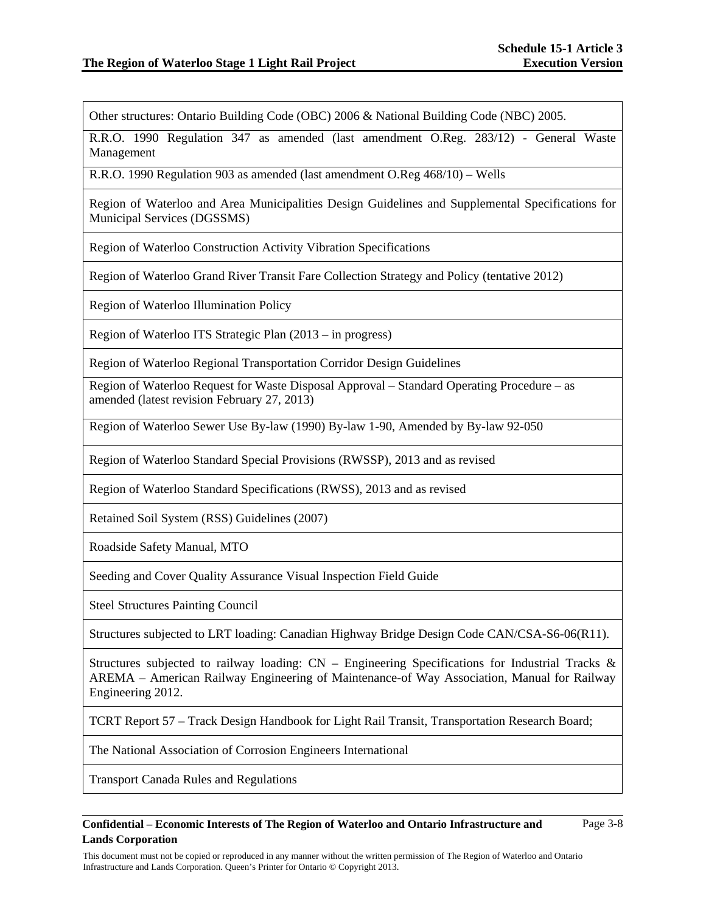| Other structures: Ontario Building Code (OBC) 2006 & National Building Code (NBC) 2005. |
|---|
| R.R.O. 1990 Regulation 347 as amended (last amendment O.Reg. 283/12) - General Waste Management |
| R.R.O. 1990 Regulation 903 as amended (last amendment O.Reg 468/10) – Wells |
| Region of Waterloo and Area Municipalities Design Guidelines and Supplemental Specifications for Municipal Services (DGSSMS) |
| Region of Waterloo Construction Activity Vibration Specifications |
| Region of Waterloo Grand River Transit Fare Collection Strategy and Policy (tentative 2012) |
| Region of Waterloo Illumination Policy |
| Region of Waterloo ITS Strategic Plan (2013 – in progress) |
| Region of Waterloo Regional Transportation Corridor Design Guidelines |
| Region of Waterloo Request for Waste Disposal Approval – Standard Operating Procedure – as amended (latest revision February 27, 2013) |
| Region of Waterloo Sewer Use By-law (1990) By-law 1-90, Amended by By-law 92-050 |
| Region of Waterloo Standard Special Provisions (RWSSP), 2013 and as revised |
| Region of Waterloo Standard Specifications (RWSS), 2013 and as revised |
| Retained Soil System (RSS) Guidelines (2007) |
| Roadside Safety Manual, MTO |
| Seeding and Cover Quality Assurance Visual Inspection Field Guide |
| Steel Structures Painting Council |
| Structures subjected to LRT loading: Canadian Highway Bridge Design Code CAN/CSA-S6-06(R11). |
| Structures subjected to railway loading: CN – Engineering Specifications for Industrial Tracks & AREMA – American Railway Engineering of Maintenance-of Way Association, Manual for Railway Engineering 2012. |
| TCRT Report 57 – Track Design Handbook for Light Rail Transit, Transportation Research Board; |
| The National Association of Corrosion Engineers International |
| Transport Canada Rules and Regulations |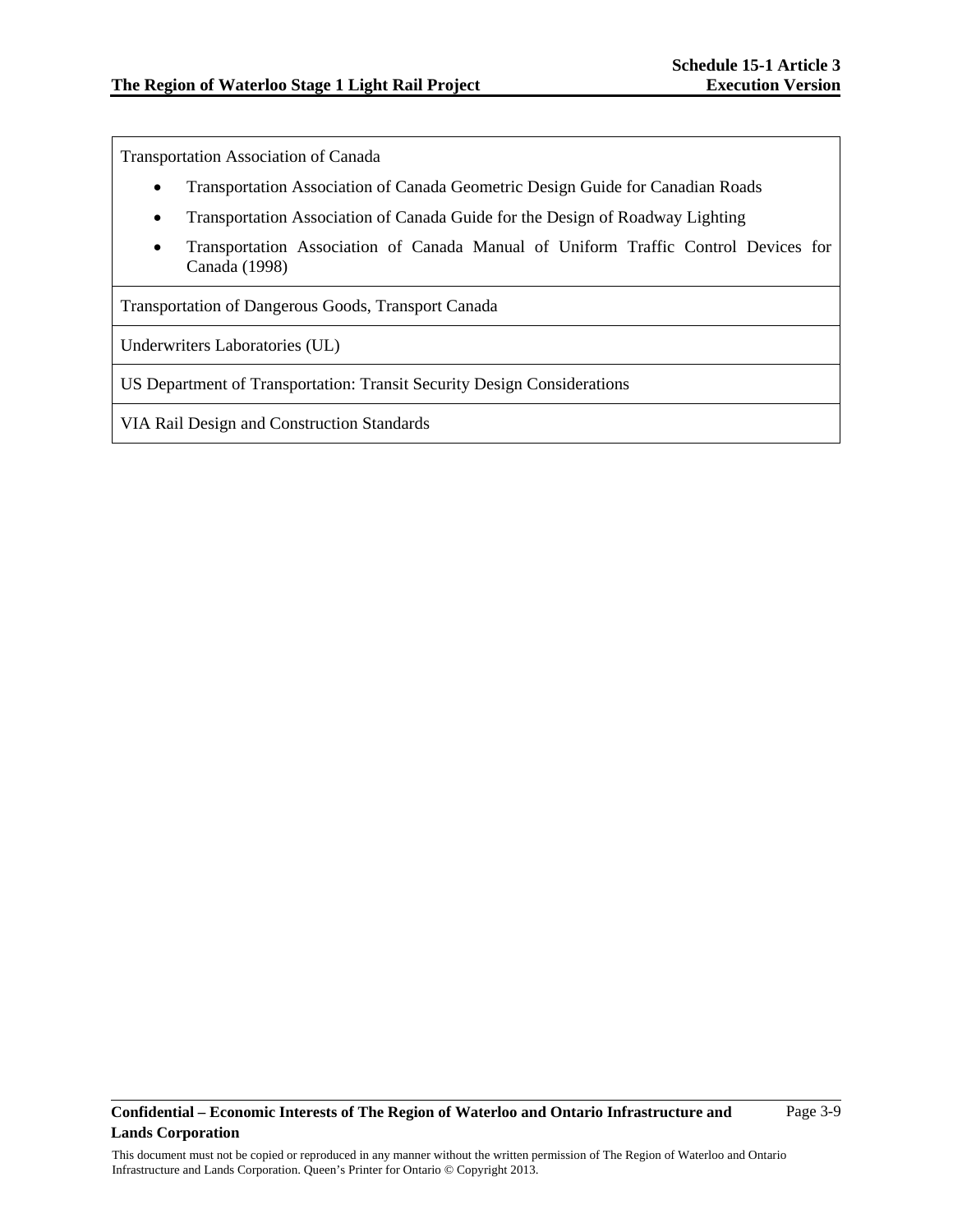| |
|---|
| Transportation Association of Canada<br>• Transportation Association of Canada Geometric Design Guide for Canadian Roads<br>• Transportation Association of Canada Guide for the Design of Roadway Lighting<br>• Transportation Association of Canada Manual of Uniform Traffic Control Devices for Canada (1998) |
| Transportation of Dangerous Goods, Transport Canada |
| Underwriters Laboratories (UL) |
| US Department of Transportation: Transit Security Design Considerations |
| VIA Rail Design and Construction Standards |